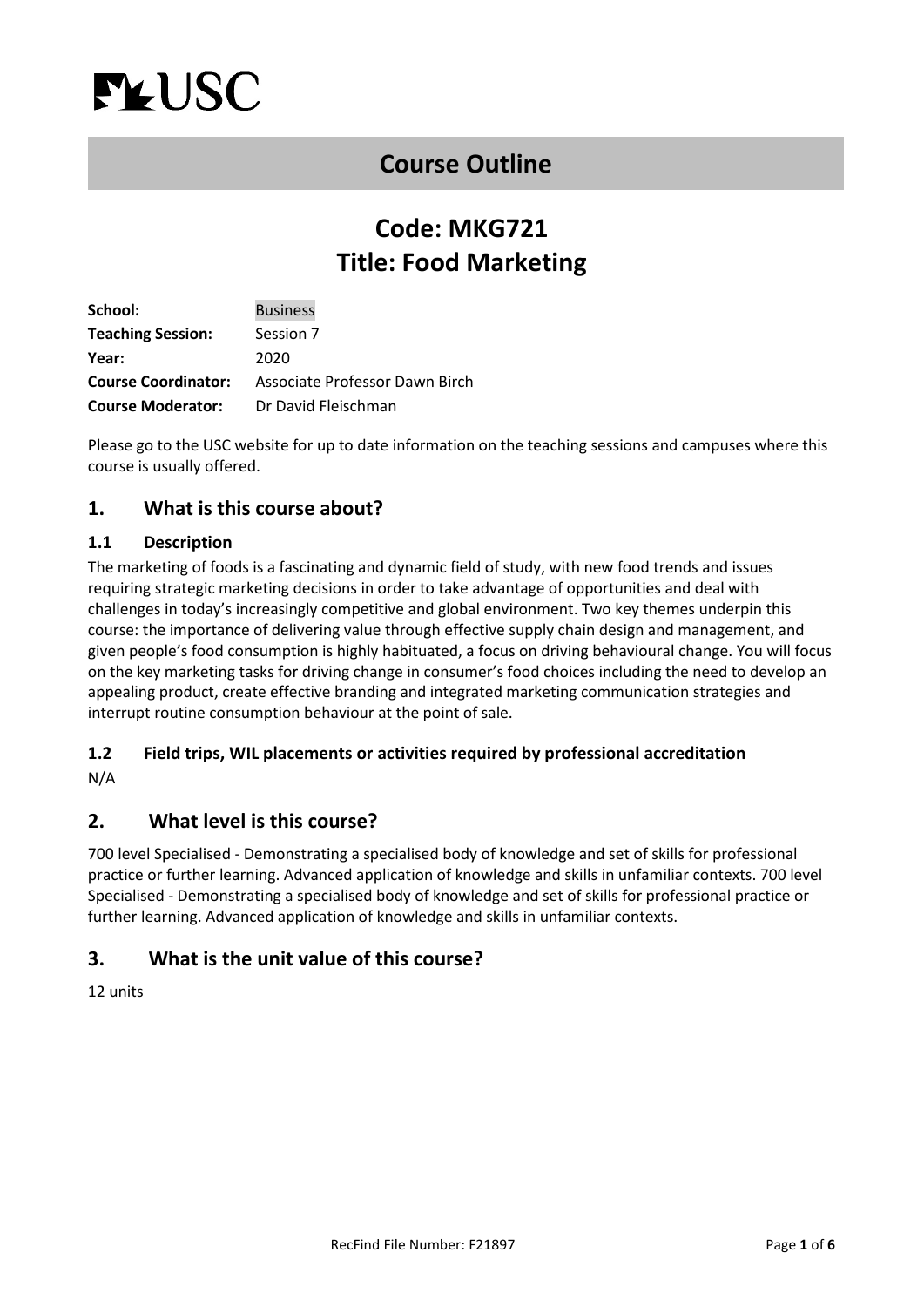# Course Outline

# Code: MKG721
# Title: Food Marketing

| | |
|---|---|
| **School:** | Business |
| **Teaching Session:** | Session 7 |
| **Year:** | 2020 |
| **Course Coordinator:** | Associate Professor Dawn Birch |
| **Course Moderator:** | Dr David Fleischman |

Please go to the USC website for up to date information on the teaching sessions and campuses where this course is usually offered.

## 1. What is this course about?

### 1.1 Description

The marketing of foods is a fascinating and dynamic field of study, with new food trends and issues requiring strategic marketing decisions in order to take advantage of opportunities and deal with challenges in today's increasingly competitive and global environment. Two key themes underpin this course: the importance of delivering value through effective supply chain design and management, and given people's food consumption is highly habituated, a focus on driving behavioural change. You will focus on the key marketing tasks for driving change in consumer's food choices including the need to develop an appealing product, create effective branding and integrated marketing communication strategies and interrupt routine consumption behaviour at the point of sale.

### 1.2 Field trips, WIL placements or activities required by professional accreditation

N/A

## 2. What level is this course?

700 level Specialised - Demonstrating a specialised body of knowledge and set of skills for professional practice or further learning. Advanced application of knowledge and skills in unfamiliar contexts. 700 level Specialised - Demonstrating a specialised body of knowledge and set of skills for professional practice or further learning. Advanced application of knowledge and skills in unfamiliar contexts.

## 3. What is the unit value of this course?

12 units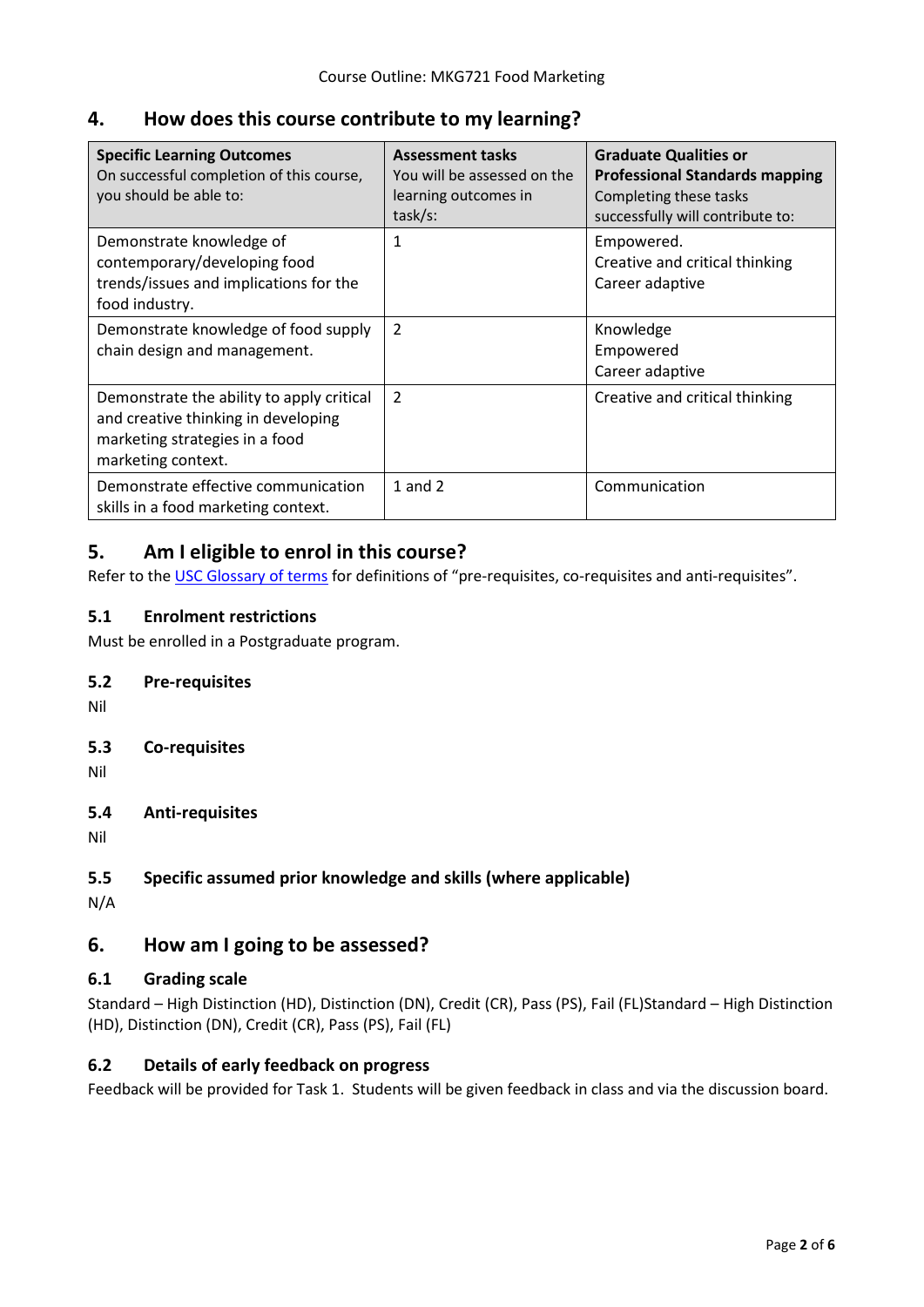## 4. How does this course contribute to my learning?

| **Specific Learning Outcomes** On successful completion of this course, you should be able to: | **Assessment tasks** You will be assessed on the learning outcomes in task/s: | **Graduate Qualities or Professional Standards mapping** Completing these tasks successfully will contribute to: |
|---|---|---|
| Demonstrate knowledge of contemporary/developing food trends/issues and implications for the food industry. | 1 | Empowered. Creative and critical thinking Career adaptive |
| Demonstrate knowledge of food supply chain design and management. | 2 | Knowledge Empowered Career adaptive |
| Demonstrate the ability to apply critical and creative thinking in developing marketing strategies in a food marketing context. | 2 | Creative and critical thinking |
| Demonstrate effective communication skills in a food marketing context. | 1 and 2 | Communication |

## 5. Am I eligible to enrol in this course?

Refer to the USC Glossary of terms for definitions of "pre-requisites, co-requisites and anti-requisites".

### 5.1 Enrolment restrictions

Must be enrolled in a Postgraduate program.

### 5.2 Pre-requisites

Nil

### 5.3 Co-requisites

Nil

### 5.4 Anti-requisites

Nil

### 5.5 Specific assumed prior knowledge and skills (where applicable)

N/A

## 6. How am I going to be assessed?

### 6.1 Grading scale

Standard – High Distinction (HD), Distinction (DN), Credit (CR), Pass (PS), Fail (FL)Standard – High Distinction (HD), Distinction (DN), Credit (CR), Pass (PS), Fail (FL)

### 6.2 Details of early feedback on progress

Feedback will be provided for Task 1. Students will be given feedback in class and via the discussion board.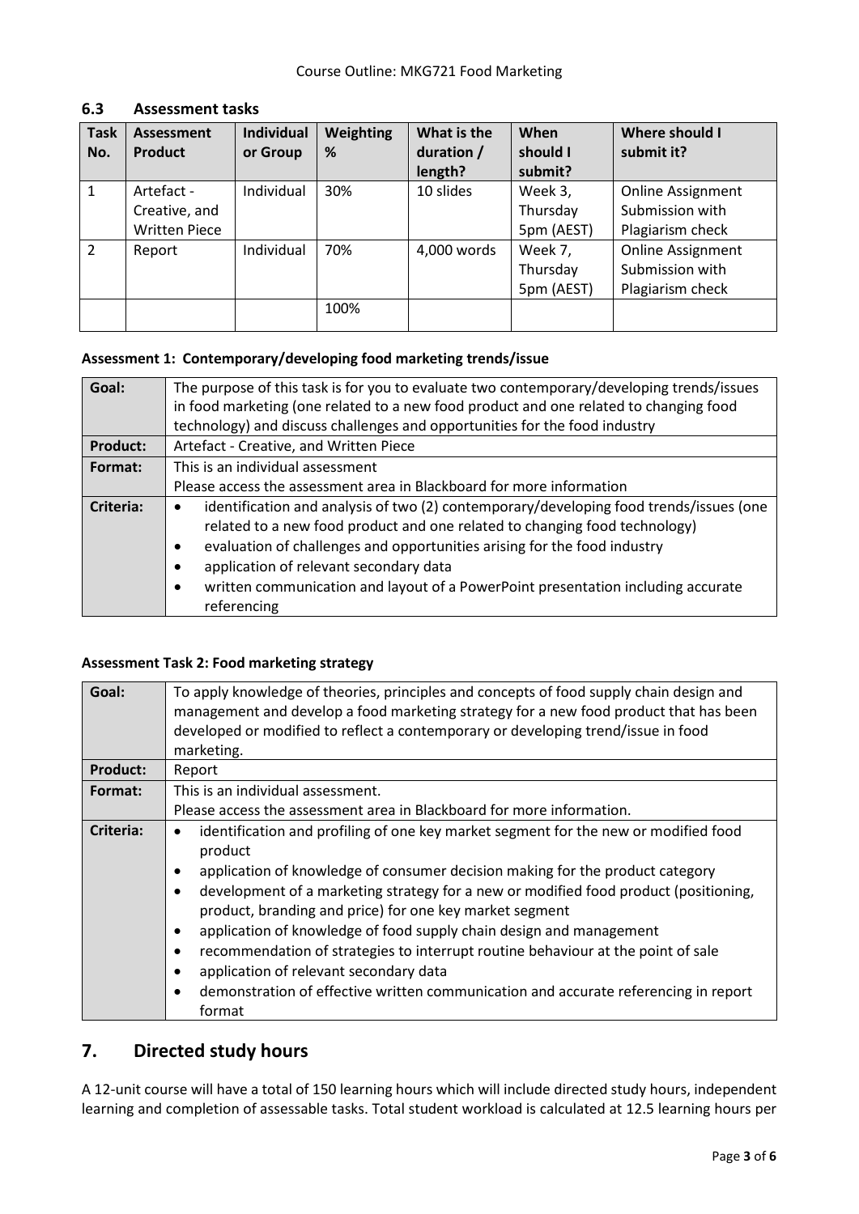### 6.3 Assessment tasks

| Task No. | Assessment Product | Individual or Group | Weighting % | What is the duration / length? | When should I submit? | Where should I submit it? |
|---|---|---|---|---|---|---|
| 1 | Artefact - Creative, and Written Piece | Individual | 30% | 10 slides | Week 3, Thursday 5pm (AEST) | Online Assignment Submission with Plagiarism check |
| 2 | Report | Individual | 70% | 4,000 words | Week 7, Thursday 5pm (AEST) | Online Assignment Submission with Plagiarism check |
| | | | 100% | | | |

**Assessment 1: Contemporary/developing food marketing trends/issue**

| | |
|---|---|
| **Goal:** | The purpose of this task is for you to evaluate two contemporary/developing trends/issues in food marketing (one related to a new food product and one related to changing food technology) and discuss challenges and opportunities for the food industry |
| **Product:** | Artefact - Creative, and Written Piece |
| **Format:** | This is an individual assessment<br>Please access the assessment area in Blackboard for more information |
| **Criteria:** | • identification and analysis of two (2) contemporary/developing food trends/issues (one related to a new food product and one related to changing food technology)<br>• evaluation of challenges and opportunities arising for the food industry<br>• application of relevant secondary data<br>• written communication and layout of a PowerPoint presentation including accurate referencing |

**Assessment Task 2: Food marketing strategy**

| | |
|---|---|
| **Goal:** | To apply knowledge of theories, principles and concepts of food supply chain design and management and develop a food marketing strategy for a new food product that has been developed or modified to reflect a contemporary or developing trend/issue in food marketing. |
| **Product:** | Report |
| **Format:** | This is an individual assessment.<br>Please access the assessment area in Blackboard for more information. |
| **Criteria:** | • identification and profiling of one key market segment for the new or modified food product<br>• application of knowledge of consumer decision making for the product category<br>• development of a marketing strategy for a new or modified food product (positioning, product, branding and price) for one key market segment<br>• application of knowledge of food supply chain design and management<br>• recommendation of strategies to interrupt routine behaviour at the point of sale<br>• application of relevant secondary data<br>• demonstration of effective written communication and accurate referencing in report format |

## 7. Directed study hours

A 12-unit course will have a total of 150 learning hours which will include directed study hours, independent learning and completion of assessable tasks. Total student workload is calculated at 12.5 learning hours per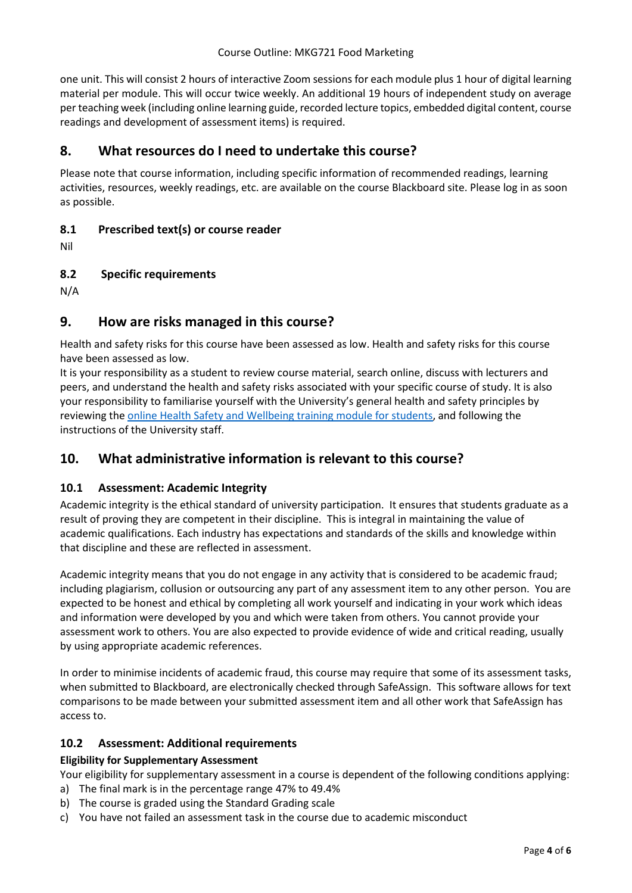one unit. This will consist 2 hours of interactive Zoom sessions for each module plus 1 hour of digital learning material per module. This will occur twice weekly. An additional 19 hours of independent study on average per teaching week (including online learning guide, recorded lecture topics, embedded digital content, course readings and development of assessment items) is required.

## 8. What resources do I need to undertake this course?

Please note that course information, including specific information of recommended readings, learning activities, resources, weekly readings, etc. are available on the course Blackboard site. Please log in as soon as possible.

### 8.1 Prescribed text(s) or course reader

Nil

### 8.2 Specific requirements

N/A

## 9. How are risks managed in this course?

Health and safety risks for this course have been assessed as low. Health and safety risks for this course have been assessed as low.

It is your responsibility as a student to review course material, search online, discuss with lecturers and peers, and understand the health and safety risks associated with your specific course of study. It is also your responsibility to familiarise yourself with the University's general health and safety principles by reviewing the online Health Safety and Wellbeing training module for students, and following the instructions of the University staff.

## 10. What administrative information is relevant to this course?

### 10.1 Assessment: Academic Integrity

Academic integrity is the ethical standard of university participation. It ensures that students graduate as a result of proving they are competent in their discipline. This is integral in maintaining the value of academic qualifications. Each industry has expectations and standards of the skills and knowledge within that discipline and these are reflected in assessment.

Academic integrity means that you do not engage in any activity that is considered to be academic fraud; including plagiarism, collusion or outsourcing any part of any assessment item to any other person. You are expected to be honest and ethical by completing all work yourself and indicating in your work which ideas and information were developed by you and which were taken from others. You cannot provide your assessment work to others. You are also expected to provide evidence of wide and critical reading, usually by using appropriate academic references.

In order to minimise incidents of academic fraud, this course may require that some of its assessment tasks, when submitted to Blackboard, are electronically checked through SafeAssign. This software allows for text comparisons to be made between your submitted assessment item and all other work that SafeAssign has access to.

### 10.2 Assessment: Additional requirements

**Eligibility for Supplementary Assessment**

Your eligibility for supplementary assessment in a course is dependent of the following conditions applying:

a) The final mark is in the percentage range 47% to 49.4%
b) The course is graded using the Standard Grading scale
c) You have not failed an assessment task in the course due to academic misconduct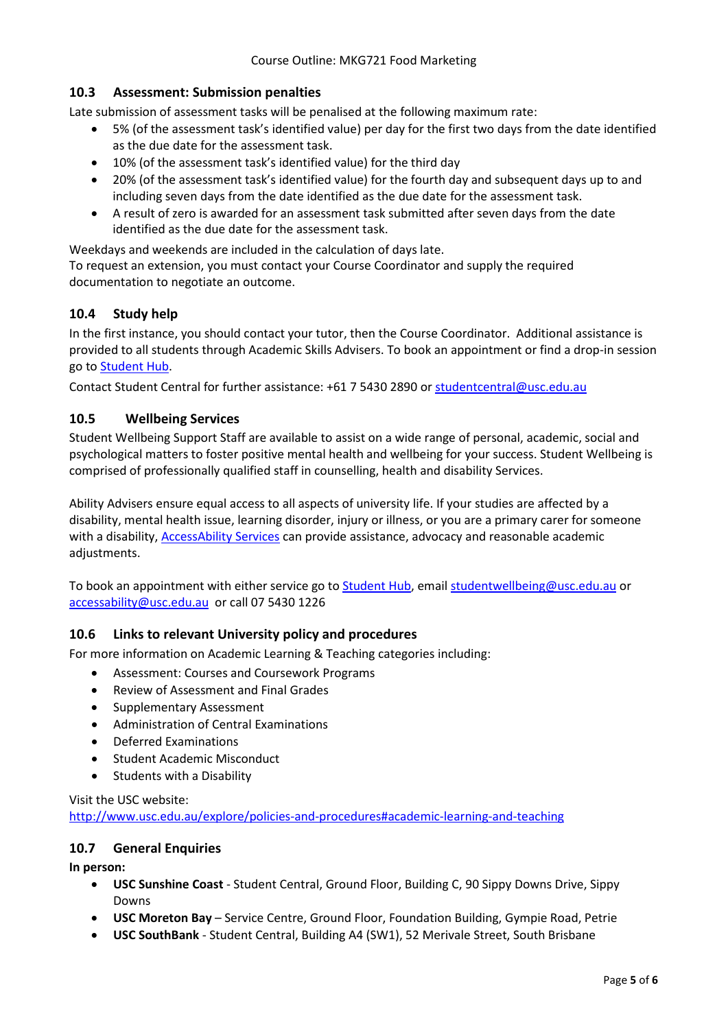## 10.3 Assessment: Submission penalties

Late submission of assessment tasks will be penalised at the following maximum rate:

- 5% (of the assessment task's identified value) per day for the first two days from the date identified as the due date for the assessment task.
- 10% (of the assessment task's identified value) for the third day
- 20% (of the assessment task's identified value) for the fourth day and subsequent days up to and including seven days from the date identified as the due date for the assessment task.
- A result of zero is awarded for an assessment task submitted after seven days from the date identified as the due date for the assessment task.

Weekdays and weekends are included in the calculation of days late.
To request an extension, you must contact your Course Coordinator and supply the required documentation to negotiate an outcome.

## 10.4 Study help

In the first instance, you should contact your tutor, then the Course Coordinator. Additional assistance is provided to all students through Academic Skills Advisers. To book an appointment or find a drop-in session go to Student Hub.

Contact Student Central for further assistance: +61 7 5430 2890 or studentcentral@usc.edu.au

## 10.5 Wellbeing Services

Student Wellbeing Support Staff are available to assist on a wide range of personal, academic, social and psychological matters to foster positive mental health and wellbeing for your success. Student Wellbeing is comprised of professionally qualified staff in counselling, health and disability Services.

Ability Advisers ensure equal access to all aspects of university life. If your studies are affected by a disability, mental health issue, learning disorder, injury or illness, or you are a primary carer for someone with a disability, AccessAbility Services can provide assistance, advocacy and reasonable academic adjustments.

To book an appointment with either service go to Student Hub, email studentwellbeing@usc.edu.au or accessability@usc.edu.au or call 07 5430 1226

## 10.6 Links to relevant University policy and procedures

For more information on Academic Learning & Teaching categories including:

- Assessment: Courses and Coursework Programs
- Review of Assessment and Final Grades
- Supplementary Assessment
- Administration of Central Examinations
- Deferred Examinations
- Student Academic Misconduct
- Students with a Disability

Visit the USC website:
http://www.usc.edu.au/explore/policies-and-procedures#academic-learning-and-teaching

## 10.7 General Enquiries

**In person:**

- **USC Sunshine Coast** - Student Central, Ground Floor, Building C, 90 Sippy Downs Drive, Sippy Downs
- **USC Moreton Bay** – Service Centre, Ground Floor, Foundation Building, Gympie Road, Petrie
- **USC SouthBank** - Student Central, Building A4 (SW1), 52 Merivale Street, South Brisbane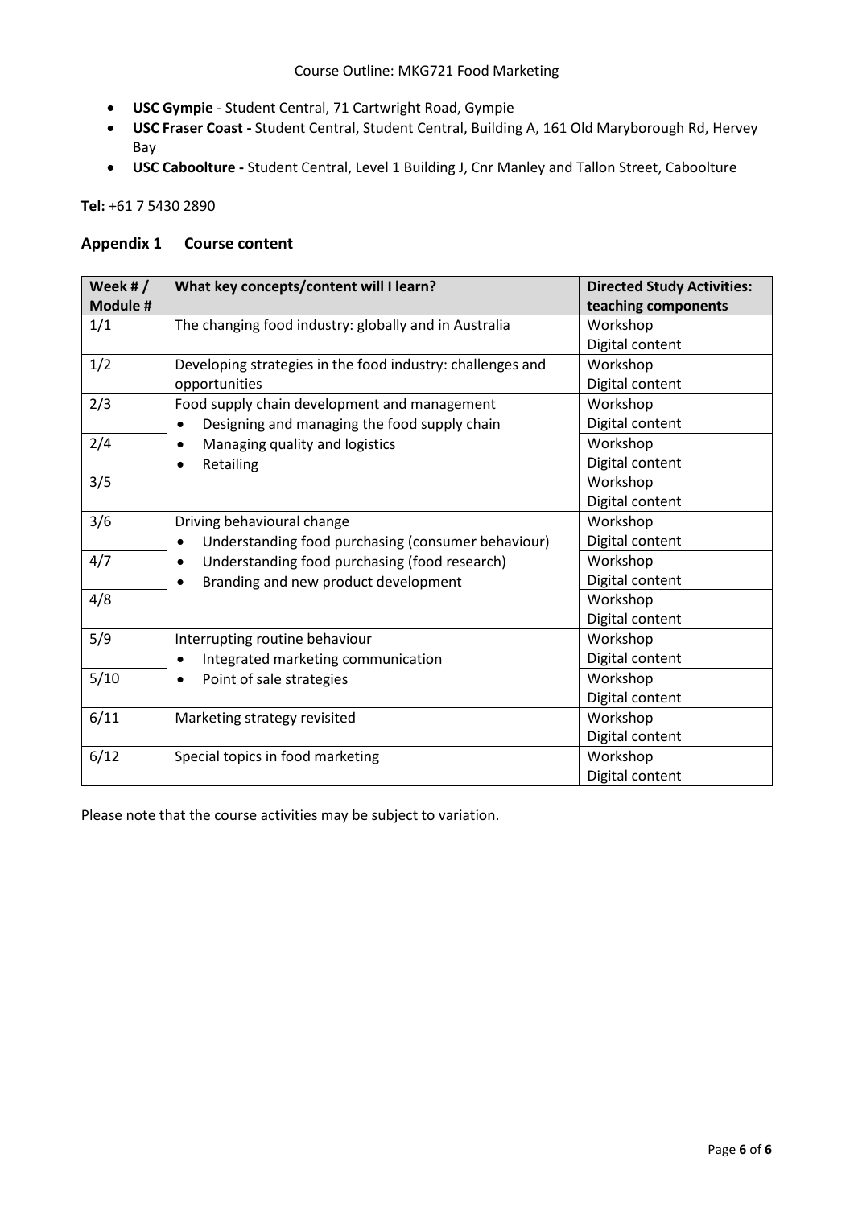- **USC Gympie** - Student Central, 71 Cartwright Road, Gympie
- **USC Fraser Coast -** Student Central, Student Central, Building A, 161 Old Maryborough Rd, Hervey Bay
- **USC Caboolture -** Student Central, Level 1 Building J, Cnr Manley and Tallon Street, Caboolture

**Tel:** +61 7 5430 2890

## Appendix 1 Course content

| Week # / Module # | What key concepts/content will I learn? | Directed Study Activities: teaching components |
|---|---|---|
| 1/1 | The changing food industry: globally and in Australia | Workshop<br>Digital content |
| 1/2 | Developing strategies in the food industry: challenges and opportunities | Workshop<br>Digital content |
| 2/3 | Food supply chain development and management<br>• Designing and managing the food supply chain<br>• Managing quality and logistics<br>• Retailing | Workshop<br>Digital content |
| 2/4 | | Workshop<br>Digital content |
| 3/5 | | Workshop<br>Digital content |
| 3/6 | Driving behavioural change<br>• Understanding food purchasing (consumer behaviour)<br>• Understanding food purchasing (food research)<br>• Branding and new product development | Workshop<br>Digital content |
| 4/7 | | Workshop<br>Digital content |
| 4/8 | | Workshop<br>Digital content |
| 5/9 | Interrupting routine behaviour<br>• Integrated marketing communication<br>• Point of sale strategies | Workshop<br>Digital content |
| 5/10 | | Workshop<br>Digital content |
| 6/11 | Marketing strategy revisited | Workshop<br>Digital content |
| 6/12 | Special topics in food marketing | Workshop<br>Digital content |

Please note that the course activities may be subject to variation.